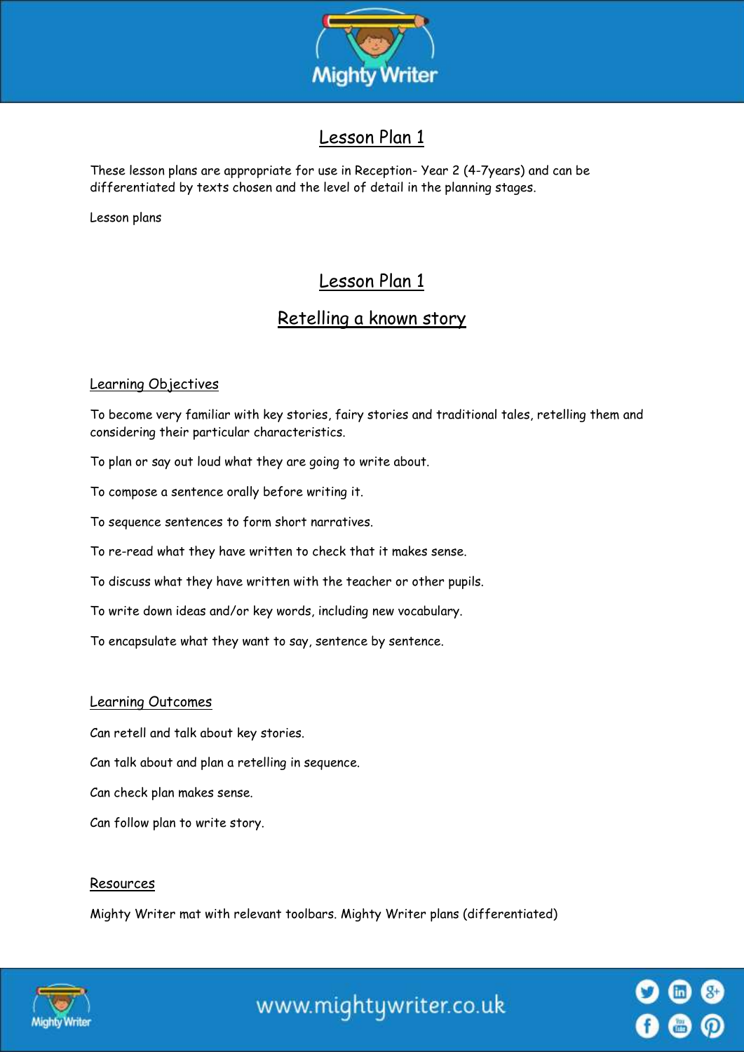# Lesson Plan 1

These lesson plans are appropriate for use in Reception- Year 2 (4-7years) and can be differentiated by texts chosen and the level of detail in the planning stages.

Lesson plans

## Lesson Plan 1

## Retelling a known story

### Learning Objectives

To become very familiar with key stories, fairy stories and traditional tales, retelling them and considering their particular characteristics.

To plan or say out loud what they are going to write about.

To compose a sentence orally before writing it.

To sequence sentences to form short narratives.

To re-read what they have written to check that it makes sense.

To discuss what they have written with the teacher or other pupils.

To write down ideas and/or key words, including new vocabulary.

To encapsulate what they want to say, sentence by sentence.

### Learning Outcomes

Can retell and talk about key stories.

Can talk about and plan a retelling in sequence.

Can check plan makes sense.

Can follow plan to write story.

### Resources

Mighty Writer mat with relevant toolbars. Mighty Writer plans (differentiated)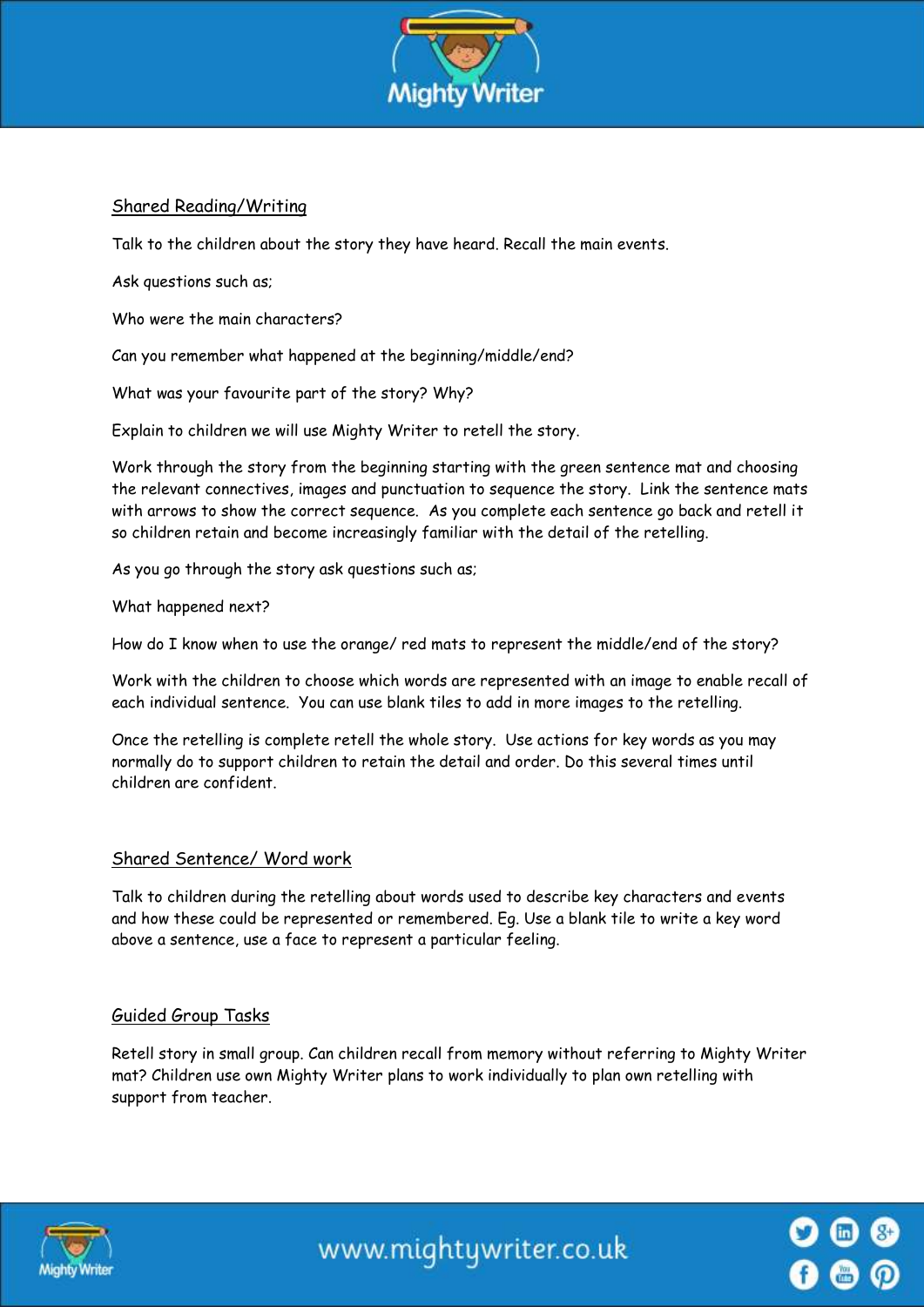## Shared Reading/Writing

Talk to the children about the story they have heard. Recall the main events.

Ask questions such as;

Who were the main characters?

Can you remember what happened at the beginning/middle/end?

What was your favourite part of the story? Why?

Explain to children we will use Mighty Writer to retell the story.

Work through the story from the beginning starting with the green sentence mat and choosing the relevant connectives, images and punctuation to sequence the story. Link the sentence mats with arrows to show the correct sequence. As you complete each sentence go back and retell it so children retain and become increasingly familiar with the detail of the retelling.

As you go through the story ask questions such as;

What happened next?

How do I know when to use the orange/ red mats to represent the middle/end of the story?

Work with the children to choose which words are represented with an image to enable recall of each individual sentence. You can use blank tiles to add in more images to the retelling.

Once the retelling is complete retell the whole story. Use actions for key words as you may normally do to support children to retain the detail and order. Do this several times until children are confident.

## Shared Sentence/ Word work

Talk to children during the retelling about words used to describe key characters and events and how these could be represented or remembered. Eg. Use a blank tile to write a key word above a sentence, use a face to represent a particular feeling.

## Guided Group Tasks

Retell story in small group. Can children recall from memory without referring to Mighty Writer mat? Children use own Mighty Writer plans to work individually to plan own retelling with support from teacher.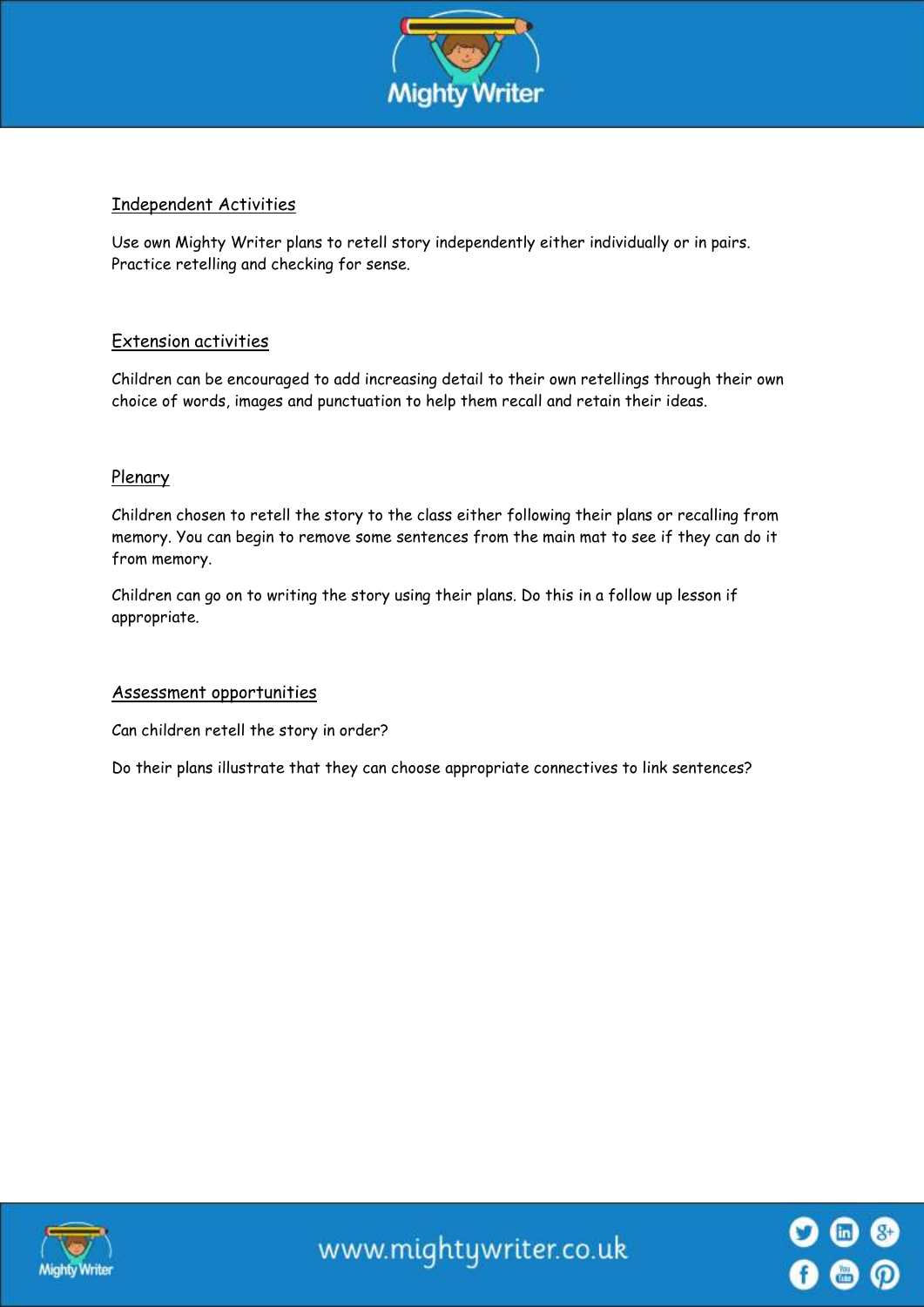## Independent Activities

Use own Mighty Writer plans to retell story independently either individually or in pairs. Practice retelling and checking for sense.

## Extension activities

Children can be encouraged to add increasing detail to their own retellings through their own choice of words, images and punctuation to help them recall and retain their ideas.

## Plenary

Children chosen to retell the story to the class either following their plans or recalling from memory. You can begin to remove some sentences from the main mat to see if they can do it from memory.

Children can go on to writing the story using their plans. Do this in a follow up lesson if appropriate.

## Assessment opportunities

Can children retell the story in order?

Do their plans illustrate that they can choose appropriate connectives to link sentences?